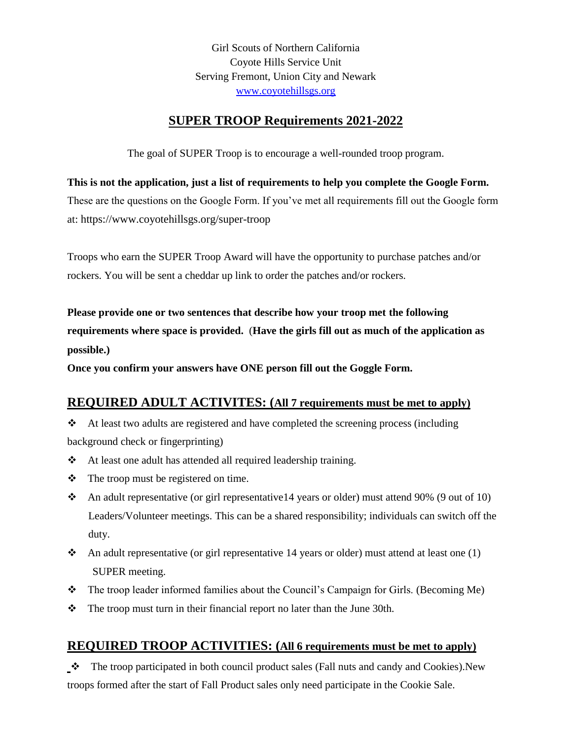Girl Scouts of Northern California
Coyote Hills Service Unit
Serving Fremont, Union City and Newark
[www.coyotehillsgs.org](http://www.coyotehillsgs.org)

# SUPER TROOP Requirements 2021-2022

The goal of SUPER Troop is to encourage a well-rounded troop program.

**This is not the application, just a list of requirements to help you complete the Google Form.** These are the questions on the Google Form. If you've met all requirements fill out the Google form at: https://www.coyotehillsgs.org/super-troop

Troops who earn the SUPER Troop Award will have the opportunity to purchase patches and/or rockers. You will be sent a cheddar up link to order the patches and/or rockers.

**Please provide one or two sentences that describe how your troop met the following requirements where space is provided.** (**Have the girls fill out as much of the application as possible.)**

**Once you confirm your answers have ONE person fill out the Goggle Form.**

## REQUIRED ADULT ACTIVITES: (All 7 requirements must be met to apply)

- At least two adults are registered and have completed the screening process (including background check or fingerprinting)
- At least one adult has attended all required leadership training.
- The troop must be registered on time.
- An adult representative (or girl representative14 years or older) must attend 90% (9 out of 10) Leaders/Volunteer meetings. This can be a shared responsibility; individuals can switch off the duty.
- An adult representative (or girl representative 14 years or older) must attend at least one (1) SUPER meeting.
- The troop leader informed families about the Council's Campaign for Girls. (Becoming Me)
- The troop must turn in their financial report no later than the June 30th.

## REQUIRED TROOP ACTIVITIES: (All 6 requirements must be met to apply)

- The troop participated in both council product sales (Fall nuts and candy and Cookies).New troops formed after the start of Fall Product sales only need participate in the Cookie Sale.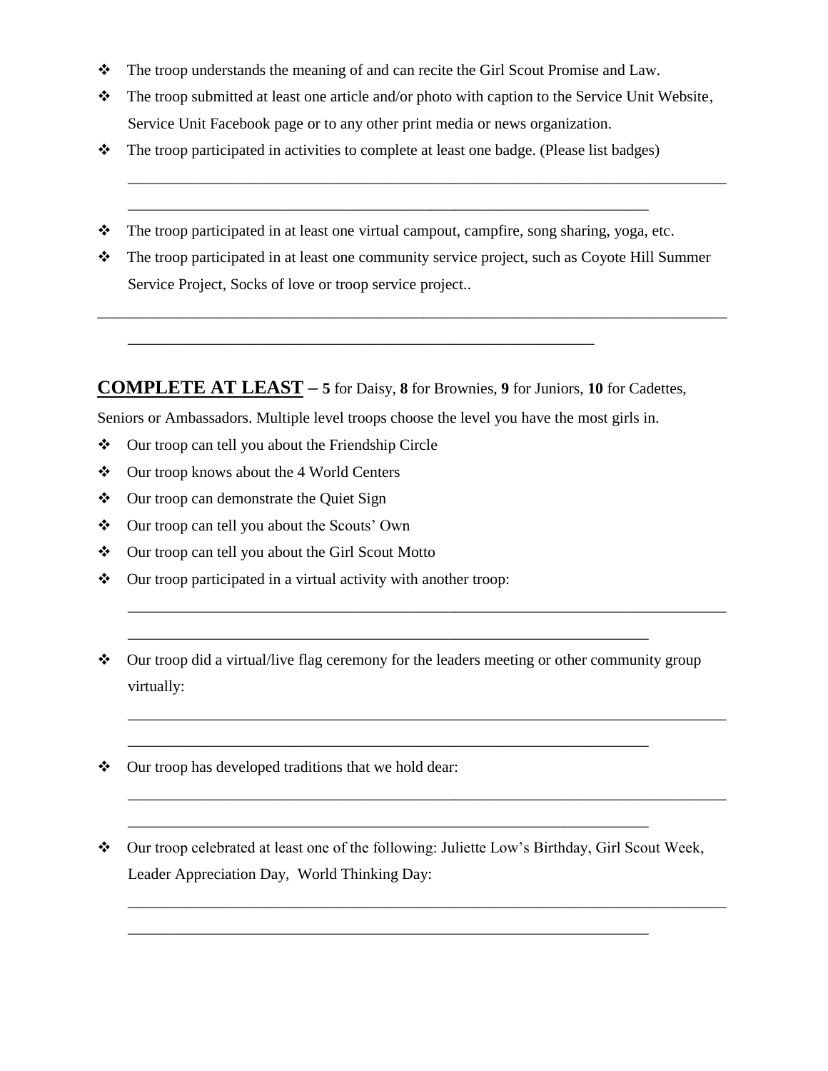- ❖ The troop understands the meaning of and can recite the Girl Scout Promise and Law.
- ❖ The troop submitted at least one article and/or photo with caption to the Service Unit Website, Service Unit Facebook page or to any other print media or news organization.
- ❖ The troop participated in activities to complete at least one badge. (Please list badges)

  ______________________________________________________________________________

  ____________________________________________________________________

- ❖ The troop participated in at least one virtual campout, campfire, song sharing, yoga, etc.
- ❖ The troop participated in at least one community service project, such as Coyote Hill Summer Service Project, Socks of love or troop service project..

______________________________________________________________________________

  ____________________________________________________________

**COMPLETE AT LEAST** – **5** for Daisy, **8** for Brownies, **9** for Juniors, **10** for Cadettes, Seniors or Ambassadors. Multiple level troops choose the level you have the most girls in.

- ❖ Our troop can tell you about the Friendship Circle
- ❖ Our troop knows about the 4 World Centers
- ❖ Our troop can demonstrate the Quiet Sign
- ❖ Our troop can tell you about the Scouts' Own
- ❖ Our troop can tell you about the Girl Scout Motto
- ❖ Our troop participated in a virtual activity with another troop:

  ______________________________________________________________________________

  ____________________________________________________________________

- ❖ Our troop did a virtual/live flag ceremony for the leaders meeting or other community group virtually:

  ______________________________________________________________________________

  ____________________________________________________________________

- ❖ Our troop has developed traditions that we hold dear:

  ______________________________________________________________________________

  ____________________________________________________________________

- ❖ Our troop celebrated at least one of the following: Juliette Low's Birthday, Girl Scout Week, Leader Appreciation Day, World Thinking Day:

  ______________________________________________________________________________

  ____________________________________________________________________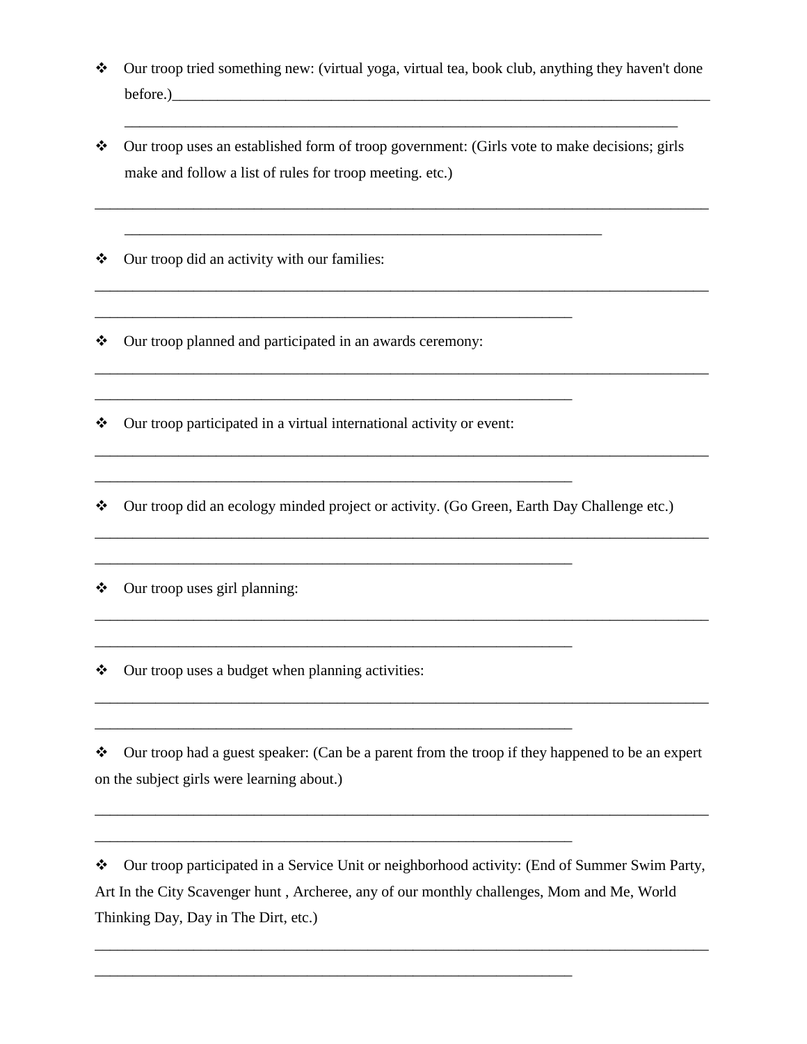- ❖ Our troop tried something new: (virtual yoga, virtual tea, book club, anything they haven't done before.)\_\_\_\_\_\_\_\_\_\_\_\_\_\_\_\_\_\_\_\_\_\_\_\_\_\_\_\_\_\_\_\_\_\_\_\_\_\_\_\_\_\_\_\_\_\_\_\_\_\_\_\_\_\_\_\_\_\_\_\_\_\_\_\_\_\_\_\_\_\_\_\_\_\_

  \_\_\_\_\_\_\_\_\_\_\_\_\_\_\_\_\_\_\_\_\_\_\_\_\_\_\_\_\_\_\_\_\_\_\_\_\_\_\_\_\_\_\_\_\_\_\_\_\_\_\_\_\_\_\_\_\_\_\_\_\_\_\_\_\_\_\_\_\_\_\_\_\_\_

- ❖ Our troop uses an established form of troop government: (Girls vote to make decisions; girls make and follow a list of rules for troop meeting. etc.)

\_\_\_\_\_\_\_\_\_\_\_\_\_\_\_\_\_\_\_\_\_\_\_\_\_\_\_\_\_\_\_\_\_\_\_\_\_\_\_\_\_\_\_\_\_\_\_\_\_\_\_\_\_\_\_\_\_\_\_\_\_\_\_\_\_\_\_\_\_\_\_\_\_\_\_\_\_\_\_\_\_\_

\_\_\_\_\_\_\_\_\_\_\_\_\_\_\_\_\_\_\_\_\_\_\_\_\_\_\_\_\_\_\_\_\_\_\_\_\_\_\_\_\_\_\_\_\_\_\_\_\_\_\_\_\_\_\_\_\_\_\_\_\_\_\_\_

- ❖ Our troop did an activity with our families:

\_\_\_\_\_\_\_\_\_\_\_\_\_\_\_\_\_\_\_\_\_\_\_\_\_\_\_\_\_\_\_\_\_\_\_\_\_\_\_\_\_\_\_\_\_\_\_\_\_\_\_\_\_\_\_\_\_\_\_\_\_\_\_\_\_\_\_\_\_\_\_\_\_\_\_\_\_\_\_\_\_\_

\_\_\_\_\_\_\_\_\_\_\_\_\_\_\_\_\_\_\_\_\_\_\_\_\_\_\_\_\_\_\_\_\_\_\_\_\_\_\_\_\_\_\_\_\_\_\_\_\_\_\_\_\_\_\_\_\_\_\_\_\_\_\_\_

- ❖ Our troop planned and participated in an awards ceremony:

\_\_\_\_\_\_\_\_\_\_\_\_\_\_\_\_\_\_\_\_\_\_\_\_\_\_\_\_\_\_\_\_\_\_\_\_\_\_\_\_\_\_\_\_\_\_\_\_\_\_\_\_\_\_\_\_\_\_\_\_\_\_\_\_\_\_\_\_\_\_\_\_\_\_\_\_\_\_\_\_\_\_

\_\_\_\_\_\_\_\_\_\_\_\_\_\_\_\_\_\_\_\_\_\_\_\_\_\_\_\_\_\_\_\_\_\_\_\_\_\_\_\_\_\_\_\_\_\_\_\_\_\_\_\_\_\_\_\_\_\_\_\_\_\_\_\_

- ❖ Our troop participated in a virtual international activity or event:

\_\_\_\_\_\_\_\_\_\_\_\_\_\_\_\_\_\_\_\_\_\_\_\_\_\_\_\_\_\_\_\_\_\_\_\_\_\_\_\_\_\_\_\_\_\_\_\_\_\_\_\_\_\_\_\_\_\_\_\_\_\_\_\_\_\_\_\_\_\_\_\_\_\_\_\_\_\_\_\_\_\_

\_\_\_\_\_\_\_\_\_\_\_\_\_\_\_\_\_\_\_\_\_\_\_\_\_\_\_\_\_\_\_\_\_\_\_\_\_\_\_\_\_\_\_\_\_\_\_\_\_\_\_\_\_\_\_\_\_\_\_\_\_\_\_\_

- ❖ Our troop did an ecology minded project or activity. (Go Green, Earth Day Challenge etc.)

\_\_\_\_\_\_\_\_\_\_\_\_\_\_\_\_\_\_\_\_\_\_\_\_\_\_\_\_\_\_\_\_\_\_\_\_\_\_\_\_\_\_\_\_\_\_\_\_\_\_\_\_\_\_\_\_\_\_\_\_\_\_\_\_\_\_\_\_\_\_\_\_\_\_\_\_\_\_\_\_\_\_

\_\_\_\_\_\_\_\_\_\_\_\_\_\_\_\_\_\_\_\_\_\_\_\_\_\_\_\_\_\_\_\_\_\_\_\_\_\_\_\_\_\_\_\_\_\_\_\_\_\_\_\_\_\_\_\_\_\_\_\_\_\_\_\_

- ❖ Our troop uses girl planning:

\_\_\_\_\_\_\_\_\_\_\_\_\_\_\_\_\_\_\_\_\_\_\_\_\_\_\_\_\_\_\_\_\_\_\_\_\_\_\_\_\_\_\_\_\_\_\_\_\_\_\_\_\_\_\_\_\_\_\_\_\_\_\_\_\_\_\_\_\_\_\_\_\_\_\_\_\_\_\_\_\_\_

\_\_\_\_\_\_\_\_\_\_\_\_\_\_\_\_\_\_\_\_\_\_\_\_\_\_\_\_\_\_\_\_\_\_\_\_\_\_\_\_\_\_\_\_\_\_\_\_\_\_\_\_\_\_\_\_\_\_\_\_\_\_\_\_

- ❖ Our troop uses a budget when planning activities:

\_\_\_\_\_\_\_\_\_\_\_\_\_\_\_\_\_\_\_\_\_\_\_\_\_\_\_\_\_\_\_\_\_\_\_\_\_\_\_\_\_\_\_\_\_\_\_\_\_\_\_\_\_\_\_\_\_\_\_\_\_\_\_\_\_\_\_\_\_\_\_\_\_\_\_\_\_\_\_\_\_\_

\_\_\_\_\_\_\_\_\_\_\_\_\_\_\_\_\_\_\_\_\_\_\_\_\_\_\_\_\_\_\_\_\_\_\_\_\_\_\_\_\_\_\_\_\_\_\_\_\_\_\_\_\_\_\_\_\_\_\_\_\_\_\_\_

❖ Our troop had a guest speaker: (Can be a parent from the troop if they happened to be an expert on the subject girls were learning about.)

\_\_\_\_\_\_\_\_\_\_\_\_\_\_\_\_\_\_\_\_\_\_\_\_\_\_\_\_\_\_\_\_\_\_\_\_\_\_\_\_\_\_\_\_\_\_\_\_\_\_\_\_\_\_\_\_\_\_\_\_\_\_\_\_\_\_\_\_\_\_\_\_\_\_\_\_\_\_\_\_\_\_

\_\_\_\_\_\_\_\_\_\_\_\_\_\_\_\_\_\_\_\_\_\_\_\_\_\_\_\_\_\_\_\_\_\_\_\_\_\_\_\_\_\_\_\_\_\_\_\_\_\_\_\_\_\_\_\_\_\_\_\_\_\_\_\_

❖ Our troop participated in a Service Unit or neighborhood activity: (End of Summer Swim Party, Art In the City Scavenger hunt , Archeree, any of our monthly challenges, Mom and Me, World Thinking Day, Day in The Dirt, etc.)

\_\_\_\_\_\_\_\_\_\_\_\_\_\_\_\_\_\_\_\_\_\_\_\_\_\_\_\_\_\_\_\_\_\_\_\_\_\_\_\_\_\_\_\_\_\_\_\_\_\_\_\_\_\_\_\_\_\_\_\_\_\_\_\_\_\_\_\_\_\_\_\_\_\_\_\_\_\_\_\_\_\_

\_\_\_\_\_\_\_\_\_\_\_\_\_\_\_\_\_\_\_\_\_\_\_\_\_\_\_\_\_\_\_\_\_\_\_\_\_\_\_\_\_\_\_\_\_\_\_\_\_\_\_\_\_\_\_\_\_\_\_\_\_\_\_\_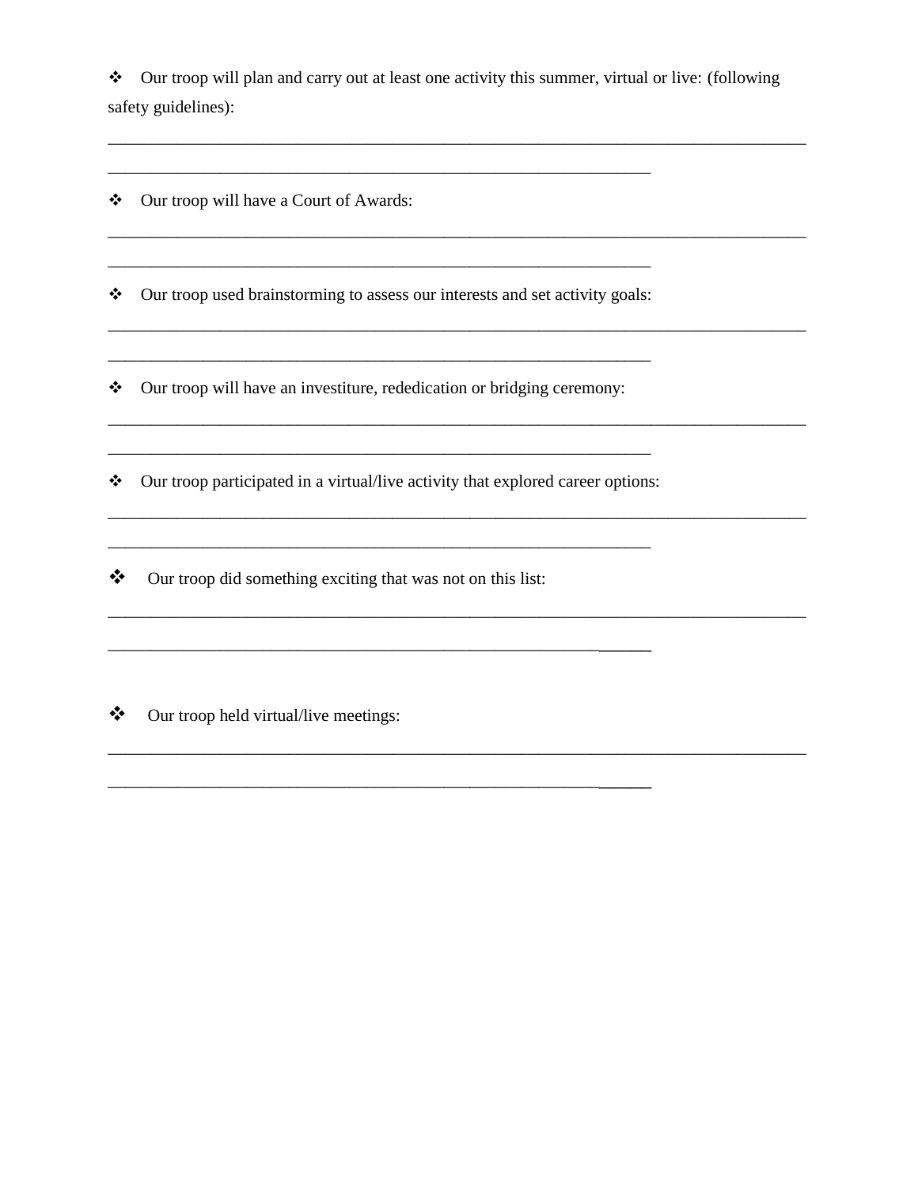❖ Our troop will plan and carry out at least one activity this summer, virtual or live: (following safety guidelines):

_________________________________________________________________________________

_______________________________________________________________

❖ Our troop will have a Court of Awards:

_________________________________________________________________________________

_______________________________________________________________

❖ Our troop used brainstorming to assess our interests and set activity goals:

_________________________________________________________________________________

_______________________________________________________________

❖ Our troop will have an investiture, rededication or bridging ceremony:

_________________________________________________________________________________

_______________________________________________________________

❖ Our troop participated in a virtual/live activity that explored career options:

_________________________________________________________________________________

_______________________________________________________________

❖ Our troop did something exciting that was not on this list:

_________________________________________________________________________________

_______________________________________________________________

❖ Our troop held virtual/live meetings:

_________________________________________________________________________________

_______________________________________________________________